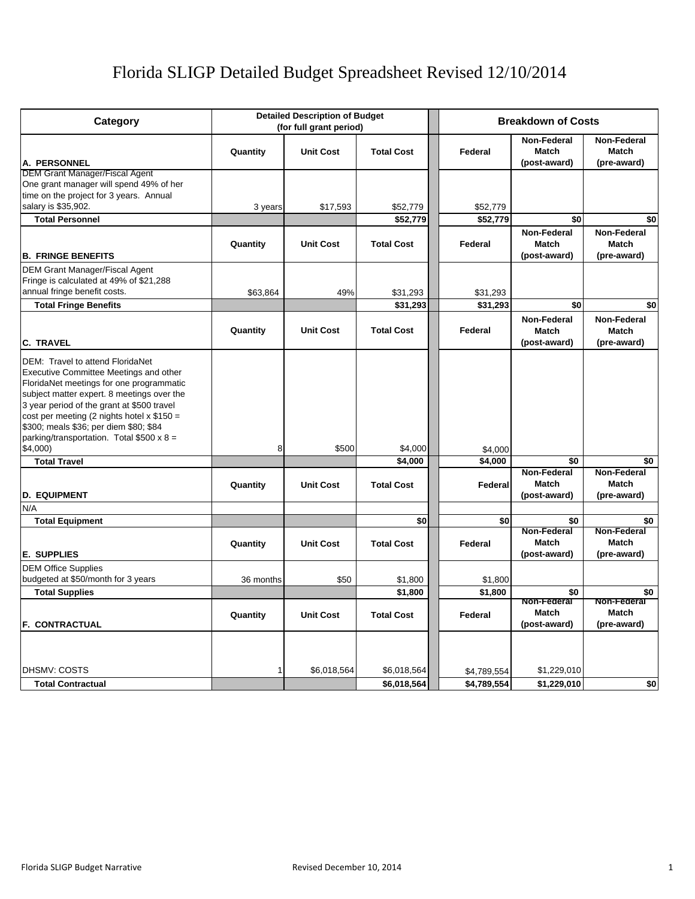# Florida SLIGP Detailed Budget Spreadsheet Revised 12/10/2014

| Category | Detailed Description of Budget (for full grant period) | | | Breakdown of Costs | | |
|---|---|---|---|---|---|---|
| **A. PERSONNEL** | **Quantity** | **Unit Cost** | **Total Cost** | **Federal** | **Non-Federal Match (post-award)** | **Non-Federal Match (pre-award)** |
| DEM Grant Manager/Fiscal Agent One grant manager will spend 49% of her time on the project for 3 years. Annual salary is $35,902. | 3 years | $17,593 | $52,779 | $52,779 | | |
| **Total Personnel** | | | **$52,779** | **$52,779** | **$0** | **$0** |
| **B. FRINGE BENEFITS** | **Quantity** | **Unit Cost** | **Total Cost** | **Federal** | **Non-Federal Match (post-award)** | **Non-Federal Match (pre-award)** |
| DEM Grant Manager/Fiscal Agent Fringe is calculated at 49% of $21,288 annual fringe benefit costs. | $63,864 | 49% | $31,293 | $31,293 | | |
| **Total Fringe Benefits** | | | **$31,293** | **$31,293** | **$0** | **$0** |
| **C. TRAVEL** | **Quantity** | **Unit Cost** | **Total Cost** | **Federal** | **Non-Federal Match (post-award)** | **Non-Federal Match (pre-award)** |
| DEM: Travel to attend FloridaNet Executive Committee Meetings and other FloridaNet meetings for one programmatic subject matter expert. 8 meetings over the 3 year period of the grant at $500 travel cost per meeting (2 nights hotel x $150 = $300; meals $36; per diem $80; $84 parking/transportation. Total $500 x 8 = $4,000) | 8 | $500 | $4,000 | $4,000 | | |
| **Total Travel** | | | **$4,000** | **$4,000** | **$0** | **$0** |
| **D. EQUIPMENT** | **Quantity** | **Unit Cost** | **Total Cost** | **Federal** | **Non-Federal Match (post-award)** | **Non-Federal Match (pre-award)** |
| N/A | | | | | | |
| **Total Equipment** | | | **$0** | **$0** | **$0** | **$0** |
| **E. SUPPLIES** | **Quantity** | **Unit Cost** | **Total Cost** | **Federal** | **Non-Federal Match (post-award)** | **Non-Federal Match (pre-award)** |
| DEM Office Supplies budgeted at $50/month for 3 years | 36 months | $50 | $1,800 | $1,800 | | |
| **Total Supplies** | | | **$1,800** | **$1,800** | **$0** | **$0** |
| **F. CONTRACTUAL** | **Quantity** | **Unit Cost** | **Total Cost** | **Federal** | **Non-Federal Match (post-award)** | **Non-Federal Match (pre-award)** |
| DHSMV: COSTS | 1 | $6,018,564 | $6,018,564 | $4,789,554 | $1,229,010 | |
| **Total Contractual** | | | **$6,018,564** | **$4,789,554** | **$1,229,010** | **$0** |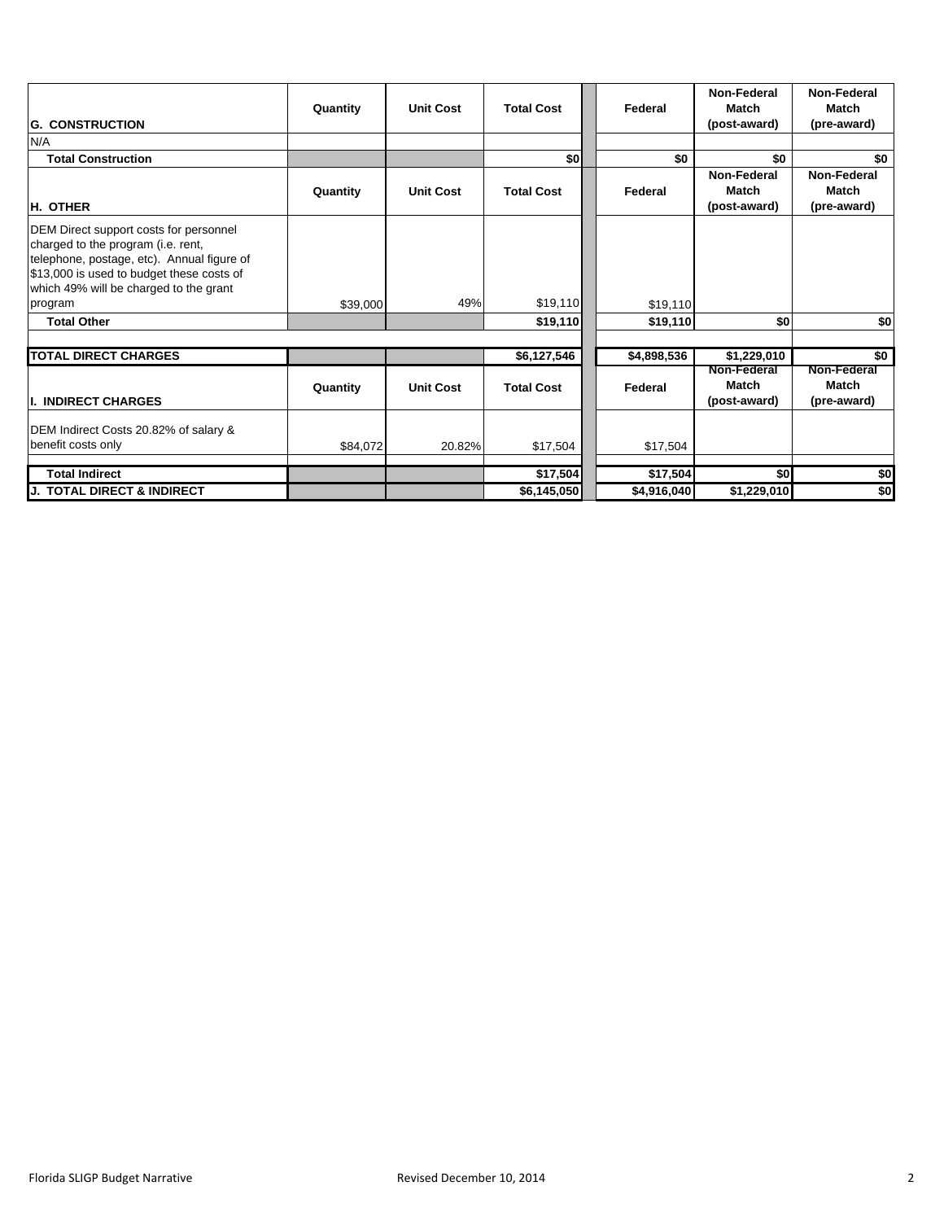| G. CONSTRUCTION | Quantity | Unit Cost | Total Cost | Federal | Non-Federal Match (post-award) | Non-Federal Match (pre-award) |
|---|---|---|---|---|---|---|
| N/A | | | | | | |
| **Total Construction** | | | **$0** | **$0** | **$0** | **$0** |

| H. OTHER | Quantity | Unit Cost | Total Cost | Federal | Non-Federal Match (post-award) | Non-Federal Match (pre-award) |
|---|---|---|---|---|---|---|
| DEM Direct support costs for personnel charged to the program (i.e. rent, telephone, postage, etc). Annual figure of $13,000 is used to budget these costs of which 49% will be charged to the grant program | $39,000 | 49% | $19,110 | $19,110 | | |
| **Total Other** | | | **$19,110** | **$19,110** | **$0** | **$0** |
| | | | | | | |
| **TOTAL DIRECT CHARGES** | | | **$6,127,546** | **$4,898,536** | **$1,229,010** | **$0** |

| I. INDIRECT CHARGES | Quantity | Unit Cost | Total Cost | Federal | Non-Federal Match (post-award) | Non-Federal Match (pre-award) |
|---|---|---|---|---|---|---|
| DEM Indirect Costs 20.82% of salary & benefit costs only | $84,072 | 20.82% | $17,504 | $17,504 | | |
| **Total Indirect** | | | **$17,504** | **$17,504** | **$0** | **$0** |
| **J. TOTAL DIRECT & INDIRECT** | | | **$6,145,050** | **$4,916,040** | **$1,229,010** | **$0** |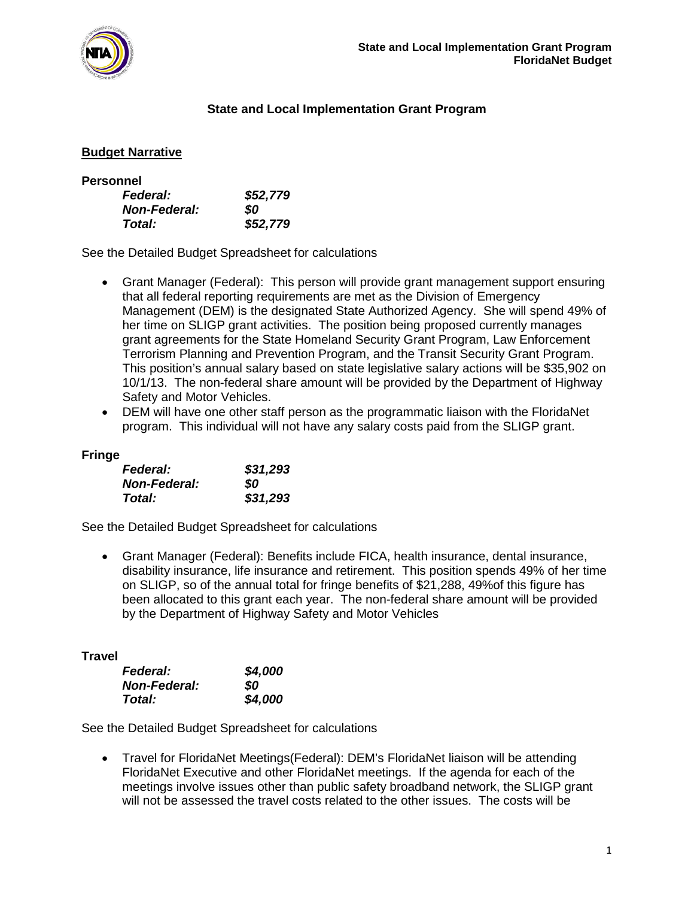## State and Local Implementation Grant Program

### Budget Narrative

**Personnel**

| | |
|---|---|
| ***Federal:*** | ***$52,779*** |
| ***Non-Federal:*** | ***$0*** |
| ***Total:*** | ***$52,779*** |

See the Detailed Budget Spreadsheet for calculations

- Grant Manager (Federal): This person will provide grant management support ensuring that all federal reporting requirements are met as the Division of Emergency Management (DEM) is the designated State Authorized Agency. She will spend 49% of her time on SLIGP grant activities. The position being proposed currently manages grant agreements for the State Homeland Security Grant Program, Law Enforcement Terrorism Planning and Prevention Program, and the Transit Security Grant Program. This position's annual salary based on state legislative salary actions will be $35,902 on 10/1/13. The non-federal share amount will be provided by the Department of Highway Safety and Motor Vehicles.
- DEM will have one other staff person as the programmatic liaison with the FloridaNet program. This individual will not have any salary costs paid from the SLIGP grant.

**Fringe**

| | |
|---|---|
| ***Federal:*** | ***$31,293*** |
| ***Non-Federal:*** | ***$0*** |
| ***Total:*** | ***$31,293*** |

See the Detailed Budget Spreadsheet for calculations

- Grant Manager (Federal): Benefits include FICA, health insurance, dental insurance, disability insurance, life insurance and retirement. This position spends 49% of her time on SLIGP, so of the annual total for fringe benefits of $21,288, 49%of this figure has been allocated to this grant each year. The non-federal share amount will be provided by the Department of Highway Safety and Motor Vehicles

**Travel**

| | |
|---|---|
| ***Federal:*** | ***$4,000*** |
| ***Non-Federal:*** | ***$0*** |
| ***Total:*** | ***$4,000*** |

See the Detailed Budget Spreadsheet for calculations

- Travel for FloridaNet Meetings(Federal): DEM's FloridaNet liaison will be attending FloridaNet Executive and other FloridaNet meetings. If the agenda for each of the meetings involve issues other than public safety broadband network, the SLIGP grant will not be assessed the travel costs related to the other issues. The costs will be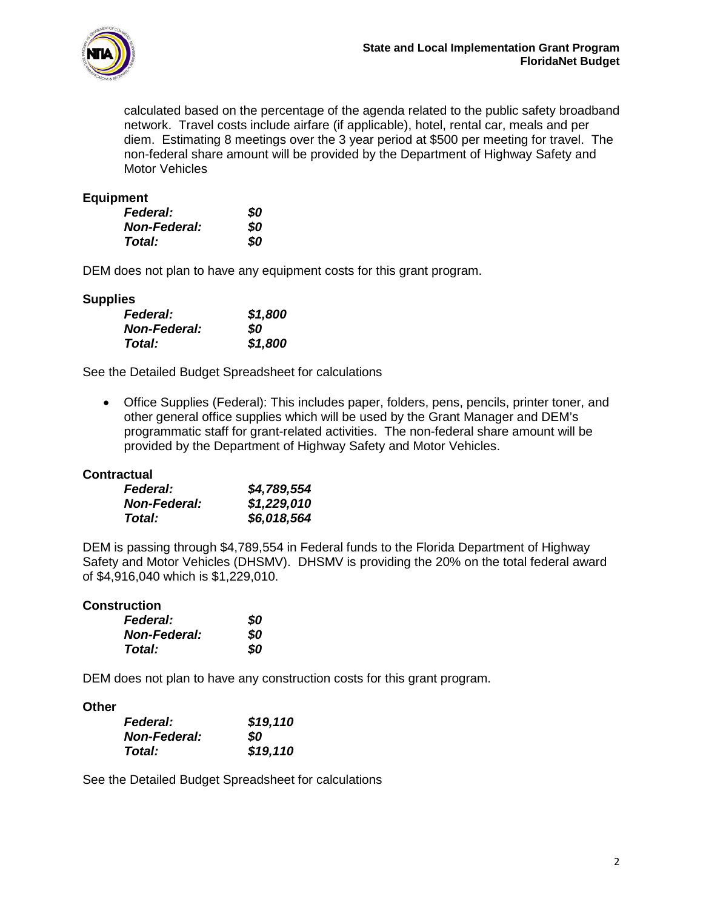calculated based on the percentage of the agenda related to the public safety broadband network. Travel costs include airfare (if applicable), hotel, rental car, meals and per diem. Estimating 8 meetings over the 3 year period at $500 per meeting for travel. The non-federal share amount will be provided by the Department of Highway Safety and Motor Vehicles

**Equipment**

| | |
|---|---|
| ***Federal:*** | ***$0*** |
| ***Non-Federal:*** | ***$0*** |
| ***Total:*** | ***$0*** |

DEM does not plan to have any equipment costs for this grant program.

**Supplies**

| | |
|---|---|
| ***Federal:*** | ***$1,800*** |
| ***Non-Federal:*** | ***$0*** |
| ***Total:*** | ***$1,800*** |

See the Detailed Budget Spreadsheet for calculations

- Office Supplies (Federal): This includes paper, folders, pens, pencils, printer toner, and other general office supplies which will be used by the Grant Manager and DEM's programmatic staff for grant-related activities. The non-federal share amount will be provided by the Department of Highway Safety and Motor Vehicles.

**Contractual**

| | |
|---|---|
| ***Federal:*** | ***$4,789,554*** |
| ***Non-Federal:*** | ***$1,229,010*** |
| ***Total:*** | ***$6,018,564*** |

DEM is passing through $4,789,554 in Federal funds to the Florida Department of Highway Safety and Motor Vehicles (DHSMV). DHSMV is providing the 20% on the total federal award of $4,916,040 which is $1,229,010.

**Construction**

| | |
|---|---|
| ***Federal:*** | ***$0*** |
| ***Non-Federal:*** | ***$0*** |
| ***Total:*** | ***$0*** |

DEM does not plan to have any construction costs for this grant program.

**Other**

| | |
|---|---|
| ***Federal:*** | ***$19,110*** |
| ***Non-Federal:*** | ***$0*** |
| ***Total:*** | ***$19,110*** |

See the Detailed Budget Spreadsheet for calculations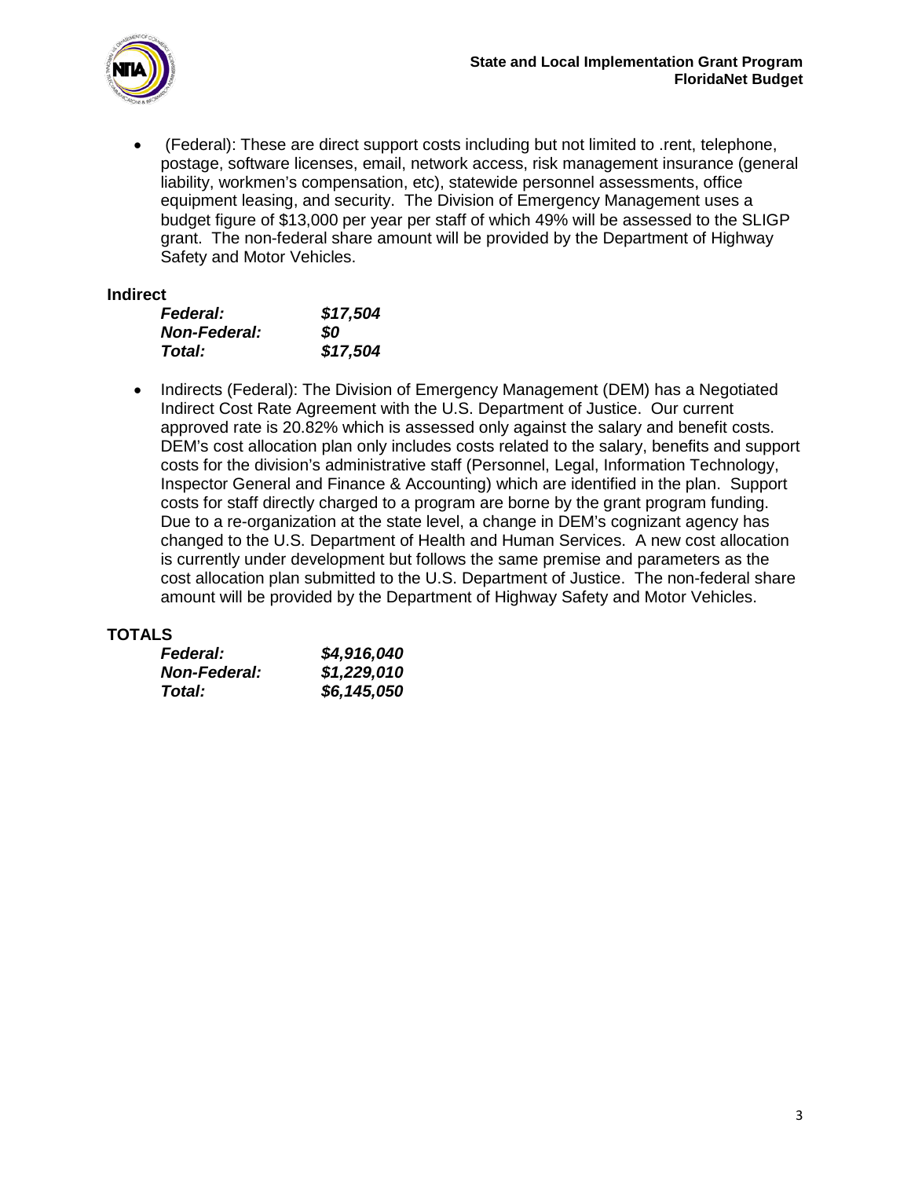- (Federal): These are direct support costs including but not limited to .rent, telephone, postage, software licenses, email, network access, risk management insurance (general liability, workmen's compensation, etc), statewide personnel assessments, office equipment leasing, and security. The Division of Emergency Management uses a budget figure of $13,000 per year per staff of which 49% will be assessed to the SLIGP grant. The non-federal share amount will be provided by the Department of Highway Safety and Motor Vehicles.

**Indirect**

***Federal:*** ***$17,504***
***Non-Federal:*** ***$0***
***Total:*** ***$17,504***

- Indirects (Federal): The Division of Emergency Management (DEM) has a Negotiated Indirect Cost Rate Agreement with the U.S. Department of Justice. Our current approved rate is 20.82% which is assessed only against the salary and benefit costs. DEM's cost allocation plan only includes costs related to the salary, benefits and support costs for the division's administrative staff (Personnel, Legal, Information Technology, Inspector General and Finance & Accounting) which are identified in the plan. Support costs for staff directly charged to a program are borne by the grant program funding. Due to a re-organization at the state level, a change in DEM's cognizant agency has changed to the U.S. Department of Health and Human Services. A new cost allocation is currently under development but follows the same premise and parameters as the cost allocation plan submitted to the U.S. Department of Justice. The non-federal share amount will be provided by the Department of Highway Safety and Motor Vehicles.

**TOTALS**

***Federal:*** ***$4,916,040***
***Non-Federal:*** ***$1,229,010***
***Total:*** ***$6,145,050***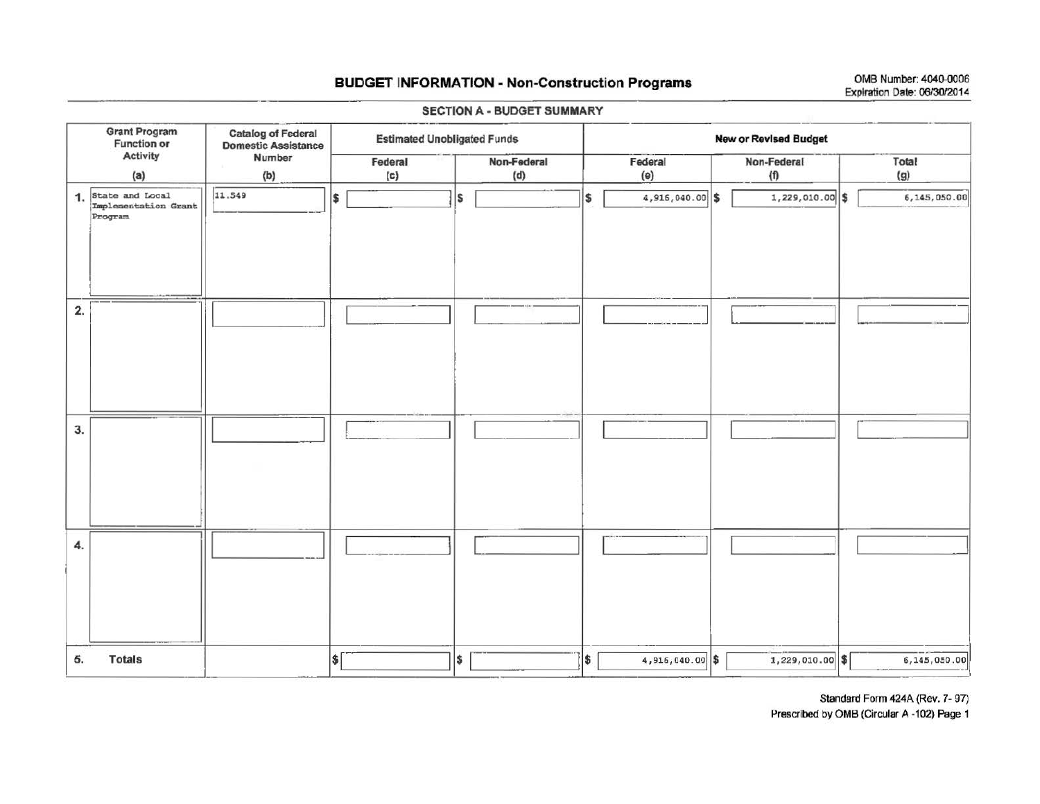## BUDGET INFORMATION - Non-Construction Programs

OMB Number: 4040-0006
Expiration Date: 06/30/2014

### SECTION A - BUDGET SUMMARY

| | Grant Program Function or Activity (a) | Catalog of Federal Domestic Assistance Number (b) | Estimated Unobligated Funds | | New or Revised Budget | | |
|---|---|---|---|---|---|---|---|
| | | | Federal (c) | Non-Federal (d) | Federal (e) | Non-Federal (f) | Total (g) |
| 1. | State and Local Implementation Grant Program | 11.549 | $ | $ | $ 4,916,040.00 | $ 1,229,010.00 | $ 6,145,050.00 |
| 2. | | | | | | | |
| 3. | | | | | | | |
| 4. | | | | | | | |
| 5. | Totals | | $ | $ | $ 4,916,040.00 | $ 1,229,010.00 | $ 6,145,050.00 |

Standard Form 424A (Rev. 7- 97)
Prescribed by OMB (Circular A -102) Page 1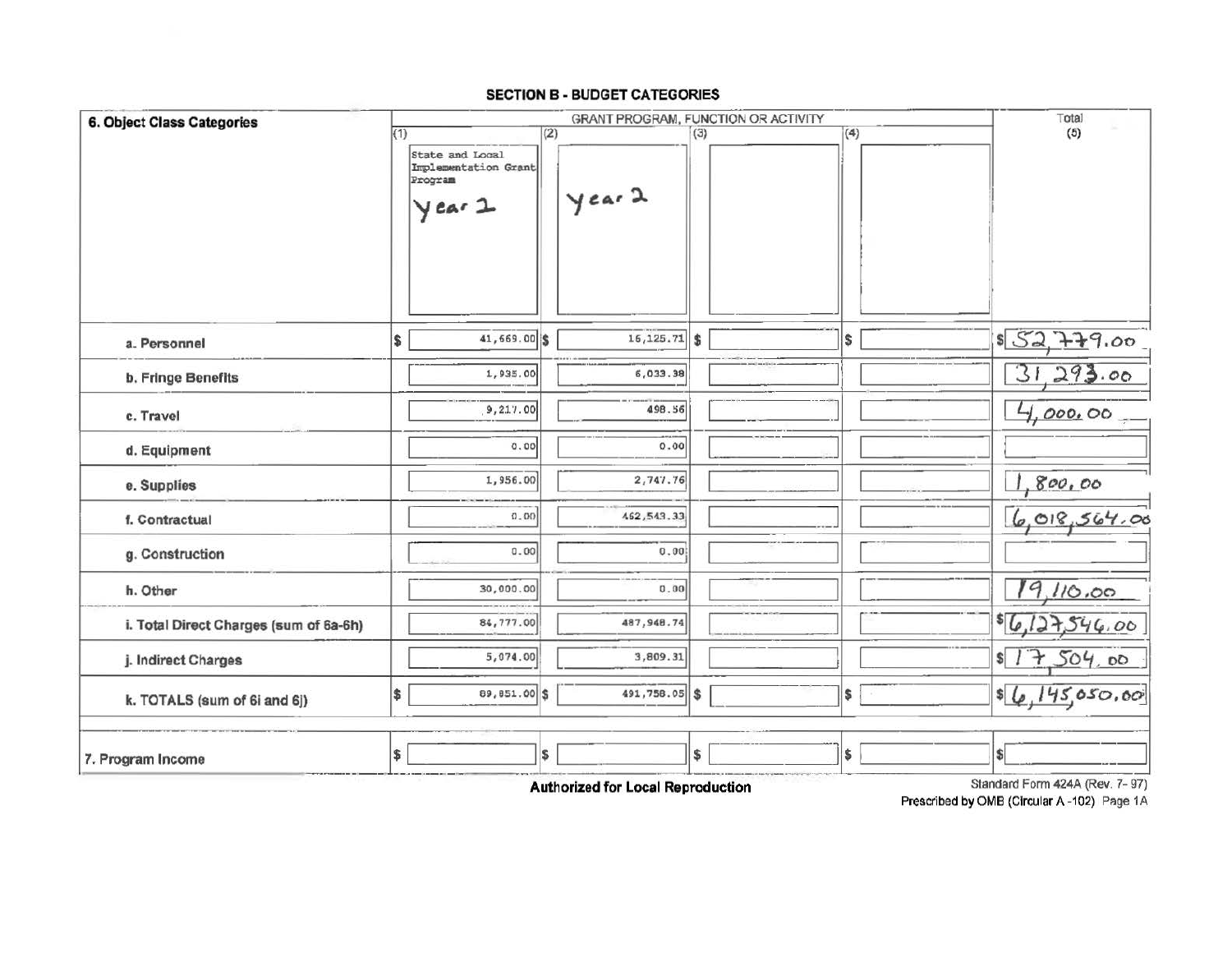## SECTION B - BUDGET CATEGORIES

| 6. Object Class Categories | GRANT PROGRAM, FUNCTION OR ACTIVITY | | | | Total |
|---|---|---|---|---|---|
| | (1) State and Local Implementation Grant Program Year 1 | (2) Year 2 | (3) | (4) | (5) |
| a. Personnel | $ 41,669.00 | $ 16,125.71 | $ | $ | $ 52,779.00 |
| b. Fringe Benefits | 1,935.00 | 6,033.38 | | | 31,293.00 |
| c. Travel | 9,217.00 | 498.56 | | | 4,000.00 |
| d. Equipment | 0.00 | 0.00 | | | |
| e. Supplies | 1,956.00 | 2,747.76 | | | 1,800.00 |
| f. Contractual | 0.00 | 462,543.33 | | | 6,018,564.00 |
| g. Construction | 0.00 | 0.00 | | | |
| h. Other | 30,000.00 | 0.00 | | | 19,110.00 |
| i. Total Direct Charges (sum of 6a-6h) | 84,777.00 | 487,948.74 | | | $ 6,127,546.00 |
| j. Indirect Charges | 5,074.00 | 3,809.31 | | | $ 17,504.00 |
| k. TOTALS (sum of 6i and 6j) | $ 89,851.00 | $ 491,758.05 | $ | $ | $ 6,145,050.00 |
| 7. Program Income | $ | $ | $ | $ | $ |

**Authorized for Local Reproduction**

Standard Form 424A (Rev. 7- 97)
Prescribed by OMB (Circular A -102) Page 1A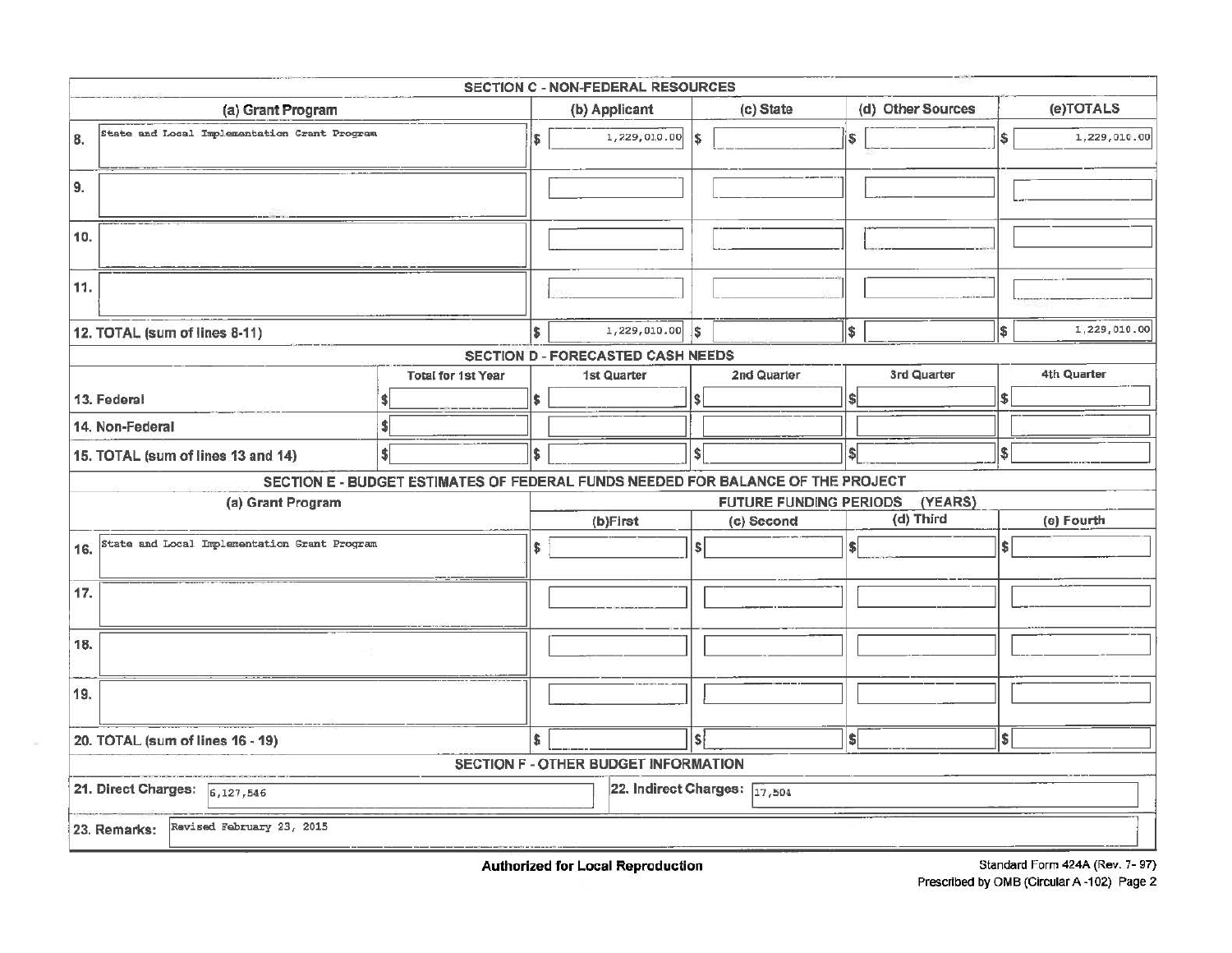## SECTION C - NON-FEDERAL RESOURCES

| (a) Grant Program | (b) Applicant | (c) State | (d) Other Sources | (e)TOTALS |
|---|---|---|---|---|
| 8. State and Local Implementation Grant Program | $ 1,229,010.00 | $ | $ | $ 1,229,010.00 |
| 9. | | | | |
| 10. | | | | |
| 11. | | | | |
| 12. TOTAL (sum of lines 8-11) | $ 1,229,010.00 | $ | $ | $ 1,229,010.00 |

## SECTION D - FORECASTED CASH NEEDS

| | Total for 1st Year | 1st Quarter | 2nd Quarter | 3rd Quarter | 4th Quarter |
|---|---|---|---|---|---|
| 13. Federal | $ | $ | $ | $ | $ |
| 14. Non-Federal | $ | | | | |
| 15. TOTAL (sum of lines 13 and 14) | $ | $ | $ | $ | $ |

## SECTION E - BUDGET ESTIMATES OF FEDERAL FUNDS NEEDED FOR BALANCE OF THE PROJECT

| (a) Grant Program | FUTURE FUNDING PERIODS (YEARS) | | | |
|---|---|---|---|---|
| | (b)First | (c) Second | (d) Third | (e) Fourth |
| 16. State and Local Implementation Grant Program | $ | $ | $ | $ |
| 17. | | | | |
| 18. | | | | |
| 19. | | | | |
| 20. TOTAL (sum of lines 16 - 19) | $ | $ | $ | $ |

## SECTION F - OTHER BUDGET INFORMATION

21. Direct Charges: 6,127,546

22. Indirect Charges: 17,504

23. Remarks: Revised February 23, 2015

**Authorized for Local Reproduction**

Standard Form 424A (Rev. 7- 97)
Prescribed by OMB (Circular A -102) Page 2